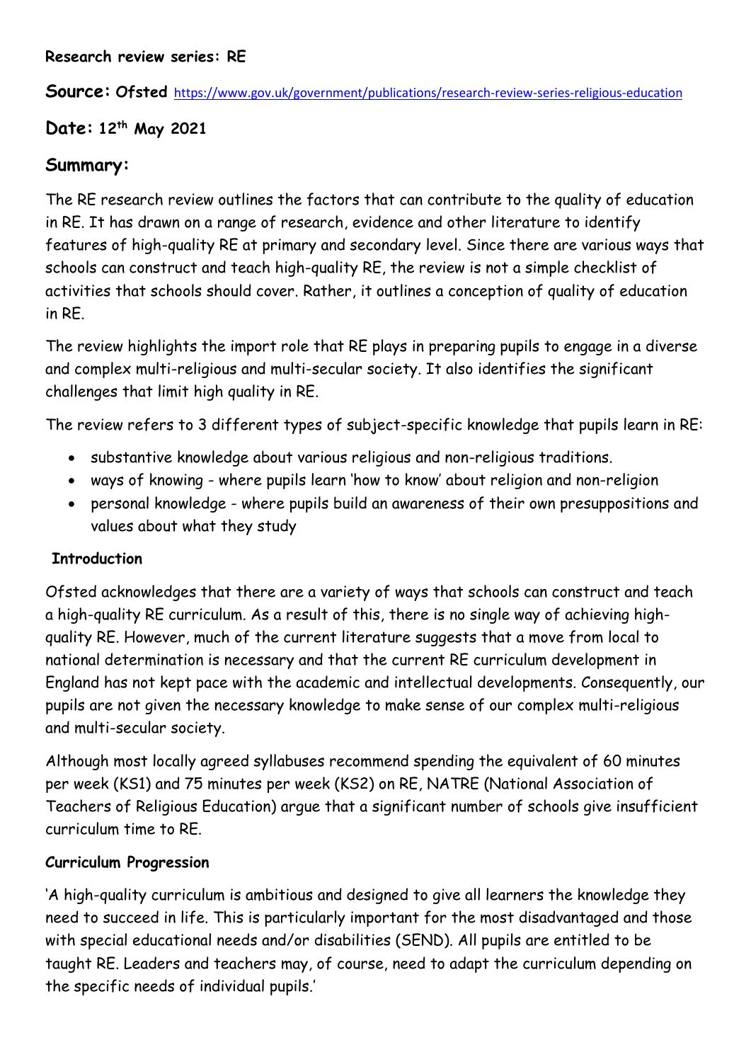**Research review series: RE**

**Source: Ofsted** https://www.gov.uk/government/publications/research-review-series-religious-education

## Date: 12th May 2021

## Summary:

The RE research review outlines the factors that can contribute to the quality of education in RE. It has drawn on a range of research, evidence and other literature to identify features of high-quality RE at primary and secondary level. Since there are various ways that schools can construct and teach high-quality RE, the review is not a simple checklist of activities that schools should cover. Rather, it outlines a conception of quality of education in RE.

The review highlights the import role that RE plays in preparing pupils to engage in a diverse and complex multi-religious and multi-secular society. It also identifies the significant challenges that limit high quality in RE.

The review refers to 3 different types of subject-specific knowledge that pupils learn in RE:

- substantive knowledge about various religious and non-religious traditions.
- ways of knowing - where pupils learn 'how to know' about religion and non-religion
- personal knowledge - where pupils build an awareness of their own presuppositions and values about what they study

**Introduction**

Ofsted acknowledges that there are a variety of ways that schools can construct and teach a high-quality RE curriculum. As a result of this, there is no single way of achieving high-quality RE. However, much of the current literature suggests that a move from local to national determination is necessary and that the current RE curriculum development in England has not kept pace with the academic and intellectual developments. Consequently, our pupils are not given the necessary knowledge to make sense of our complex multi-religious and multi-secular society.

Although most locally agreed syllabuses recommend spending the equivalent of 60 minutes per week (KS1) and 75 minutes per week (KS2) on RE, NATRE (National Association of Teachers of Religious Education) argue that a significant number of schools give insufficient curriculum time to RE.

**Curriculum Progression**

'A high-quality curriculum is ambitious and designed to give all learners the knowledge they need to succeed in life. This is particularly important for the most disadvantaged and those with special educational needs and/or disabilities (SEND). All pupils are entitled to be taught RE. Leaders and teachers may, of course, need to adapt the curriculum depending on the specific needs of individual pupils.'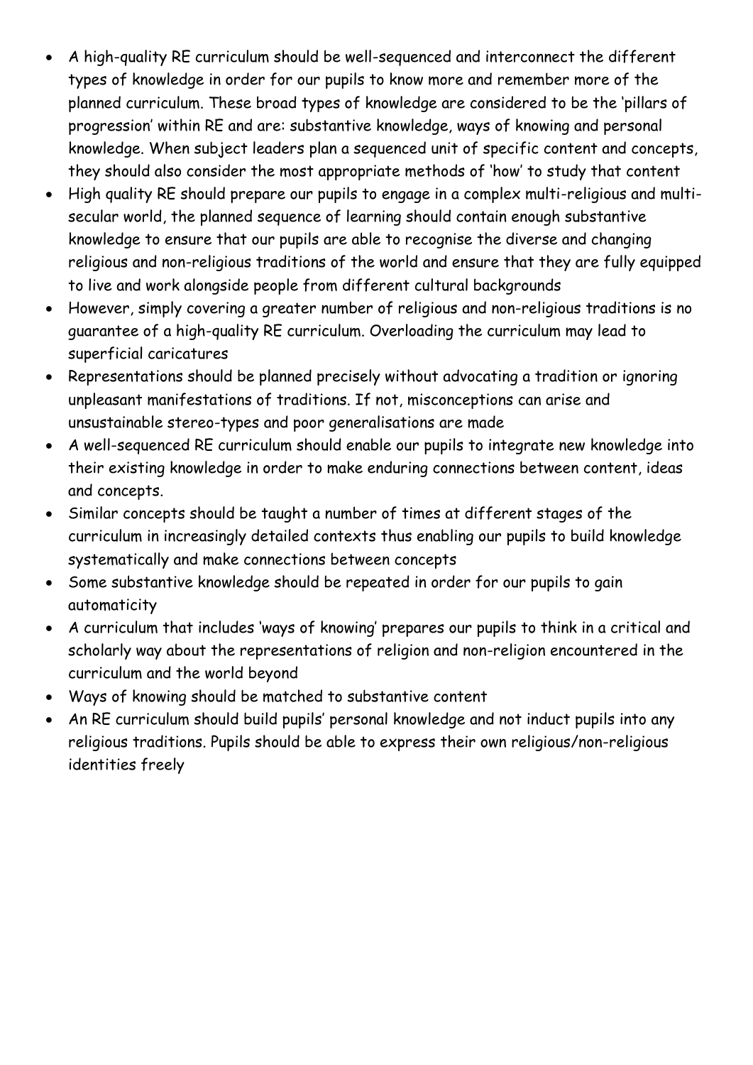- A high-quality RE curriculum should be well-sequenced and interconnect the different types of knowledge in order for our pupils to know more and remember more of the planned curriculum. These broad types of knowledge are considered to be the 'pillars of progression' within RE and are: substantive knowledge, ways of knowing and personal knowledge. When subject leaders plan a sequenced unit of specific content and concepts, they should also consider the most appropriate methods of 'how' to study that content
- High quality RE should prepare our pupils to engage in a complex multi-religious and multi-secular world, the planned sequence of learning should contain enough substantive knowledge to ensure that our pupils are able to recognise the diverse and changing religious and non-religious traditions of the world and ensure that they are fully equipped to live and work alongside people from different cultural backgrounds
- However, simply covering a greater number of religious and non-religious traditions is no guarantee of a high-quality RE curriculum. Overloading the curriculum may lead to superficial caricatures
- Representations should be planned precisely without advocating a tradition or ignoring unpleasant manifestations of traditions. If not, misconceptions can arise and unsustainable stereo-types and poor generalisations are made
- A well-sequenced RE curriculum should enable our pupils to integrate new knowledge into their existing knowledge in order to make enduring connections between content, ideas and concepts.
- Similar concepts should be taught a number of times at different stages of the curriculum in increasingly detailed contexts thus enabling our pupils to build knowledge systematically and make connections between concepts
- Some substantive knowledge should be repeated in order for our pupils to gain automaticity
- A curriculum that includes 'ways of knowing' prepares our pupils to think in a critical and scholarly way about the representations of religion and non-religion encountered in the curriculum and the world beyond
- Ways of knowing should be matched to substantive content
- An RE curriculum should build pupils' personal knowledge and not induct pupils into any religious traditions. Pupils should be able to express their own religious/non-religious identities freely